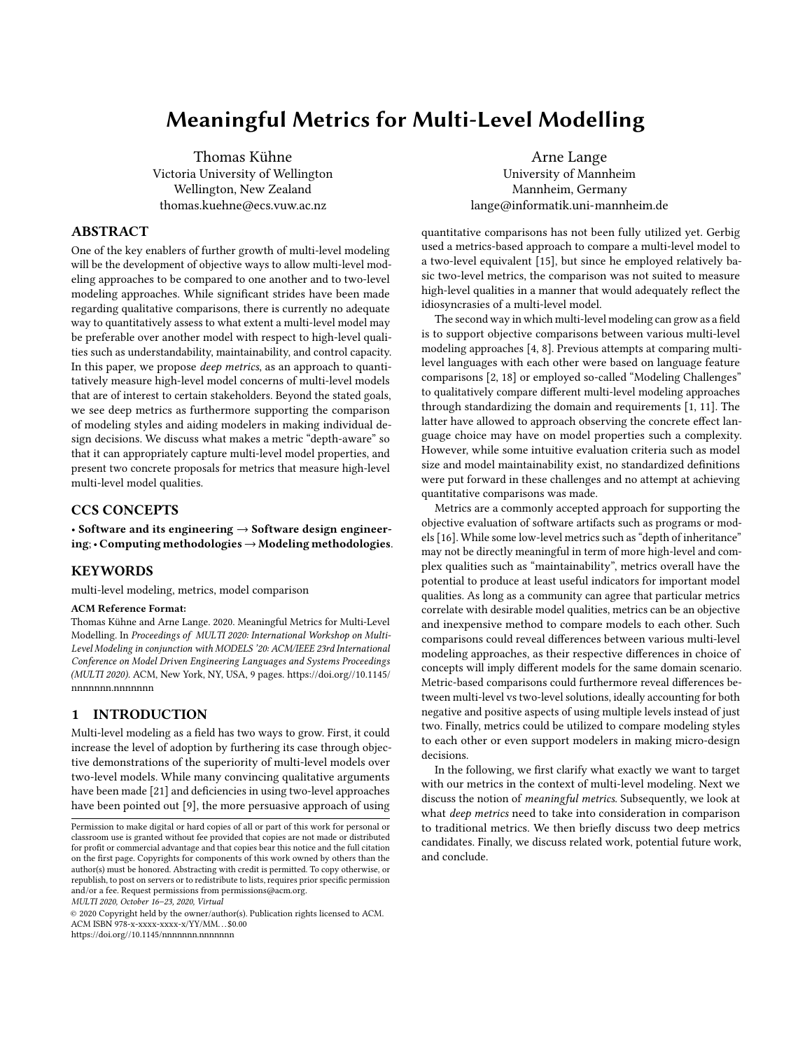# Meaningful Metrics for Multi-Level Modelling

Thomas Kühne
Victoria University of Wellington
Wellington, New Zealand
thomas.kuehne@ecs.vuw.ac.nz

Arne Lange
University of Mannheim
Mannheim, Germany
lange@informatik.uni-mannheim.de

## ABSTRACT

One of the key enablers of further growth of multi-level modeling will be the development of objective ways to allow multi-level modeling approaches to be compared to one another and to two-level modeling approaches. While significant strides have been made regarding qualitative comparisons, there is currently no adequate way to quantitatively assess to what extent a multi-level model may be preferable over another model with respect to high-level qualities such as understandability, maintainability, and control capacity. In this paper, we propose *deep metrics*, as an approach to quantitatively measure high-level model concerns of multi-level models that are of interest to certain stakeholders. Beyond the stated goals, we see deep metrics as furthermore supporting the comparison of modeling styles and aiding modelers in making individual design decisions. We discuss what makes a metric "depth-aware" so that it can appropriately capture multi-level model properties, and present two concrete proposals for metrics that measure high-level multi-level model qualities.

## CCS CONCEPTS

• **Software and its engineering → Software design engineering**; • **Computing methodologies → Modeling methodologies**.

## KEYWORDS

multi-level modeling, metrics, model comparison

**ACM Reference Format:**
Thomas Kühne and Arne Lange. 2020. Meaningful Metrics for Multi-Level Modelling. In *Proceedings of MULTI 2020: International Workshop on Multi-Level Modeling in conjunction with MODELS '20: ACM/IEEE 23rd International Conference on Model Driven Engineering Languages and Systems Proceedings (MULTI 2020).* ACM, New York, NY, USA, 9 pages. https://doi.org//10.1145/nnnnnnn.nnnnnnn

## 1 INTRODUCTION

Multi-level modeling as a field has two ways to grow. First, it could increase the level of adoption by furthering its case through objective demonstrations of the superiority of multi-level models over two-level models. While many convincing qualitative arguments have been made [21] and deficiencies in using two-level approaches have been pointed out [9], the more persuasive approach of using quantitative comparisons has not been fully utilized yet. Gerbig used a metrics-based approach to compare a multi-level model to a two-level equivalent [15], but since he employed relatively basic two-level metrics, the comparison was not suited to measure high-level qualities in a manner that would adequately reflect the idiosyncrasies of a multi-level model.

The second way in which multi-level modeling can grow as a field is to support objective comparisons between various multi-level modeling approaches [4, 8]. Previous attempts at comparing multi-level languages with each other were based on language feature comparisons [2, 18] or employed so-called "Modeling Challenges" to qualitatively compare different multi-level modeling approaches through standardizing the domain and requirements [1, 11]. The latter have allowed to approach observing the concrete effect language choice may have on model properties such a complexity. However, while some intuitive evaluation criteria such as model size and model maintainability exist, no standardized definitions were put forward in these challenges and no attempt at achieving quantitative comparisons was made.

Metrics are a commonly accepted approach for supporting the objective evaluation of software artifacts such as programs or models [16]. While some low-level metrics such as "depth of inheritance" may not be directly meaningful in term of more high-level and complex qualities such as "maintainability", metrics overall have the potential to produce at least useful indicators for important model qualities. As long as a community can agree that particular metrics correlate with desirable model qualities, metrics can be an objective and inexpensive method to compare models to each other. Such comparisons could reveal differences between various multi-level modeling approaches, as their respective differences in choice of concepts will imply different models for the same domain scenario. Metric-based comparisons could furthermore reveal differences between multi-level vs two-level solutions, ideally accounting for both negative and positive aspects of using multiple levels instead of just two. Finally, metrics could be utilized to compare modeling styles to each other or even support modelers in making micro-design decisions.

In the following, we first clarify what exactly we want to target with our metrics in the context of multi-level modeling. Next we discuss the notion of *meaningful metrics*. Subsequently, we look at what *deep metrics* need to take into consideration in comparison to traditional metrics. We then briefly discuss two deep metrics candidates. Finally, we discuss related work, potential future work, and conclude.

Permission to make digital or hard copies of all or part of this work for personal or classroom use is granted without fee provided that copies are not made or distributed for profit or commercial advantage and that copies bear this notice and the full citation on the first page. Copyrights for components of this work owned by others than the author(s) must be honored. Abstracting with credit is permitted. To copy otherwise, or republish, to post on servers or to redistribute to lists, requires prior specific permission and/or a fee. Request permissions from permissions@acm.org.
*MULTI 2020, October 16–23, 2020, Virtual*
© 2020 Copyright held by the owner/author(s). Publication rights licensed to ACM.
ACM ISBN 978-x-xxxx-xxxx-x/YY/MM...$0.00
https://doi.org//10.1145/nnnnnnn.nnnnnnn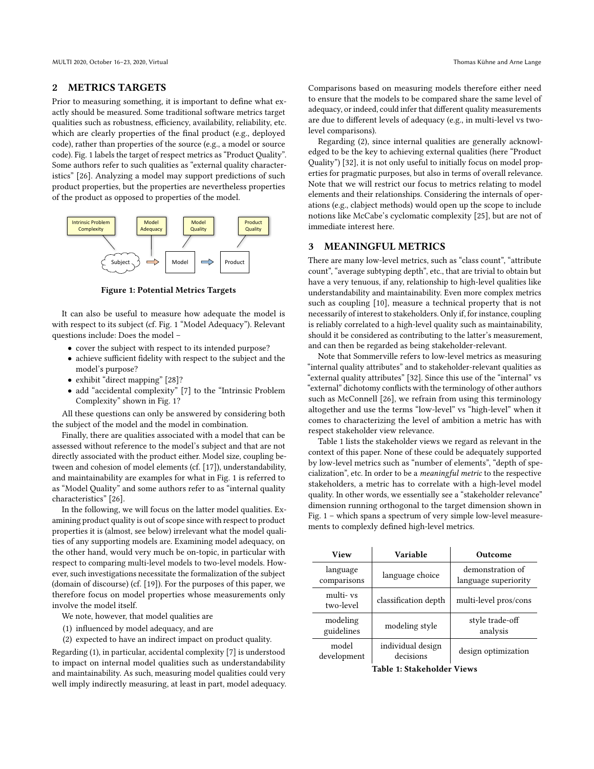## 2 METRICS TARGETS

Prior to measuring something, it is important to define what exactly should be measured. Some traditional software metrics target qualities such as robustness, efficiency, availability, reliability, etc. which are clearly properties of the final product (e.g., deployed code), rather than properties of the source (e.g., a model or source code). Fig. 1 labels the target of respect metrics as "Product Quality". Some authors refer to such qualities as "external quality characteristics" [26]. Analyzing a model may support predictions of such product properties, but the properties are nevertheless properties of the product as opposed to properties of the model.

**Figure 1: Potential Metrics Targets**

It can also be useful to measure how adequate the model is with respect to its subject (cf. Fig. 1 "Model Adequacy"). Relevant questions include: Does the model –

- cover the subject with respect to its intended purpose?
- achieve sufficient fidelity with respect to the subject and the model's purpose?
- exhibit "direct mapping" [28]?
- add "accidental complexity" [7] to the "Intrinsic Problem Complexity" shown in Fig. 1?

All these questions can only be answered by considering both the subject of the model and the model in combination.

Finally, there are qualities associated with a model that can be assessed without reference to the model's subject and that are not directly associated with the product either. Model size, coupling between and cohesion of model elements (cf. [17]), understandability, and maintainability are examples for what in Fig. 1 is referred to as "Model Quality" and some authors refer to as "internal quality characteristics" [26].

In the following, we will focus on the latter model qualities. Examining product quality is out of scope since with respect to product properties it is (almost, see below) irrelevant what the model qualities of any supporting models are. Examining model adequacy, on the other hand, would very much be on-topic, in particular with respect to comparing multi-level models to two-level models. However, such investigations necessitate the formalization of the subject (domain of discourse) (cf. [19]). For the purposes of this paper, we therefore focus on model properties whose measurements only involve the model itself.

We note, however, that model qualities are

(1) influenced by model adequacy, and are
(2) expected to have an indirect impact on product quality.

Regarding (1), in particular, accidental complexity [7] is understood to impact on internal model qualities such as understandability and maintainability. As such, measuring model qualities could very well imply indirectly measuring, at least in part, model adequacy. Comparisons based on measuring models therefore either need to ensure that the models to be compared share the same level of adequacy, or indeed, could infer that different quality measurements are due to different levels of adequacy (e.g., in multi-level vs two-level comparisons).

Regarding (2), since internal qualities are generally acknowledged to be the key to achieving external qualities (here "Product Quality") [32], it is not only useful to initially focus on model properties for pragmatic purposes, but also in terms of overall relevance. Note that we will restrict our focus to metrics relating to model elements and their relationships. Considering the internals of operations (e.g., clabject methods) would open up the scope to include notions like McCabe's cyclomatic complexity [25], but are not of immediate interest here.

## 3 MEANINGFUL METRICS

There are many low-level metrics, such as "class count", "attribute count", "average subtyping depth", etc., that are trivial to obtain but have a very tenuous, if any, relationship to high-level qualities like understandability and maintainability. Even more complex metrics such as coupling [10], measure a technical property that is not necessarily of interest to stakeholders. Only if, for instance, coupling is reliably correlated to a high-level quality such as maintainability, should it be considered as contributing to the latter's measurement, and can then be regarded as being stakeholder-relevant.

Note that Sommerville refers to low-level metrics as measuring "internal quality attributes" and to stakeholder-relevant qualities as "external quality attributes" [32]. Since this use of the "internal" vs "external" dichotomy conflicts with the terminology of other authors such as McConnell [26], we refrain from using this terminology altogether and use the terms "low-level" vs "high-level" when it comes to characterizing the level of ambition a metric has with respect stakeholder view relevance.

Table 1 lists the stakeholder views we regard as relevant in the context of this paper. None of these could be adequately supported by low-level metrics such as "number of elements", "depth of specialization", etc. In order to be a *meaningful metric* to the respective stakeholders, a metric has to correlate with a high-level model quality. In other words, we essentially see a "stakeholder relevance" dimension running orthogonal to the target dimension shown in Fig. 1 – which spans a spectrum of very simple low-level measurements to complexly defined high-level metrics.

| View | Variable | Outcome |
|---|---|---|
| language comparisons | language choice | demonstration of language superiority |
| multi- vs two-level | classification depth | multi-level pros/cons |
| modeling guidelines | modeling style | style trade-off analysis |
| model development | individual design decisions | design optimization |

**Table 1: Stakeholder Views**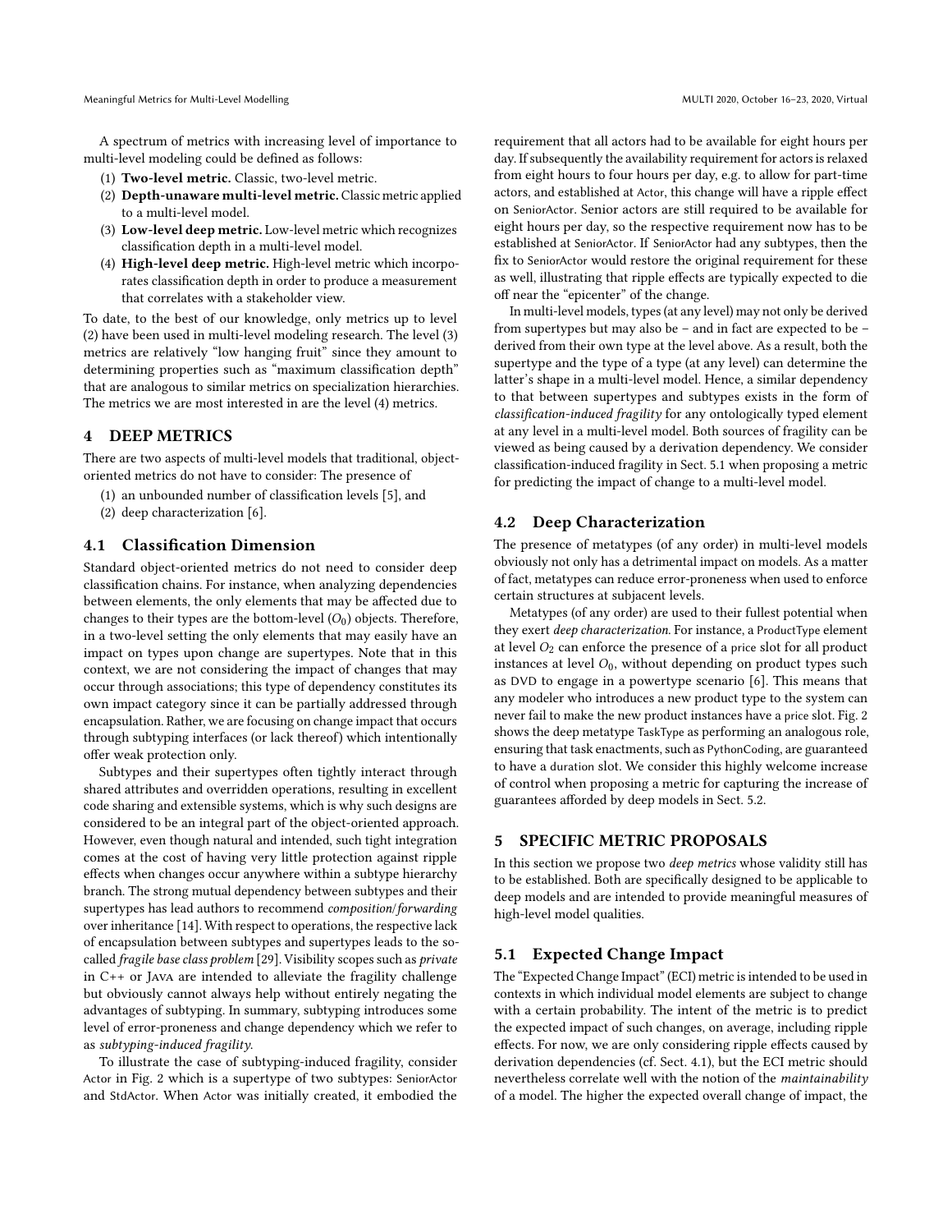A spectrum of metrics with increasing level of importance to multi-level modeling could be defined as follows:

1. **Two-level metric.** Classic, two-level metric.
2. **Depth-unaware multi-level metric.** Classic metric applied to a multi-level model.
3. **Low-level deep metric.** Low-level metric which recognizes classification depth in a multi-level model.
4. **High-level deep metric.** High-level metric which incorporates classification depth in order to produce a measurement that correlates with a stakeholder view.

To date, to the best of our knowledge, only metrics up to level (2) have been used in multi-level modeling research. The level (3) metrics are relatively "low hanging fruit" since they amount to determining properties such as "maximum classification depth" that are analogous to similar metrics on specialization hierarchies. The metrics we are most interested in are the level (4) metrics.

## 4 DEEP METRICS

There are two aspects of multi-level models that traditional, object-oriented metrics do not have to consider: The presence of

1. an unbounded number of classification levels [5], and
2. deep characterization [6].

### 4.1 Classification Dimension

Standard object-oriented metrics do not need to consider deep classification chains. For instance, when analyzing dependencies between elements, the only elements that may be affected due to changes to their types are the bottom-level ($O_0$) objects. Therefore, in a two-level setting the only elements that may easily have an impact on types upon change are supertypes. Note that in this context, we are not considering the impact of changes that may occur through associations; this type of dependency constitutes its own impact category since it can be partially addressed through encapsulation. Rather, we are focusing on change impact that occurs through subtyping interfaces (or lack thereof) which intentionally offer weak protection only.

Subtypes and their supertypes often tightly interact through shared attributes and overridden operations, resulting in excellent code sharing and extensible systems, which is why such designs are considered to be an integral part of the object-oriented approach. However, even though natural and intended, such tight integration comes at the cost of having very little protection against ripple effects when changes occur anywhere within a subtype hierarchy branch. The strong mutual dependency between subtypes and their supertypes has lead authors to recommend *composition/forwarding* over inheritance [14]. With respect to operations, the respective lack of encapsulation between subtypes and supertypes leads to the so-called *fragile base class problem* [29]. Visibility scopes such as *private* in C++ or Java are intended to alleviate the fragility challenge but obviously cannot always help without entirely negating the advantages of subtyping. In summary, subtyping introduces some level of error-proneness and change dependency which we refer to as *subtyping-induced fragility*.

To illustrate the case of subtyping-induced fragility, consider Actor in Fig. 2 which is a supertype of two subtypes: SeniorActor and StdActor. When Actor was initially created, it embodied the requirement that all actors had to be available for eight hours per day. If subsequently the availability requirement for actors is relaxed from eight hours to four hours per day, e.g. to allow for part-time actors, and established at Actor, this change will have a ripple effect on SeniorActor. Senior actors are still required to be available for eight hours per day, so the respective requirement now has to be established at SeniorActor. If SeniorActor had any subtypes, then the fix to SeniorActor would restore the original requirement for these as well, illustrating that ripple effects are typically expected to die off near the "epicenter" of the change.

In multi-level models, types (at any level) may not only be derived from supertypes but may also be – and in fact are expected to be – derived from their own type at the level above. As a result, both the supertype and the type of a type (at any level) can determine the latter's shape in a multi-level model. Hence, a similar dependency to that between supertypes and subtypes exists in the form of *classification-induced fragility* for any ontologically typed element at any level in a multi-level model. Both sources of fragility can be viewed as being caused by a derivation dependency. We consider classification-induced fragility in Sect. 5.1 when proposing a metric for predicting the impact of change to a multi-level model.

### 4.2 Deep Characterization

The presence of metatypes (of any order) in multi-level models obviously not only has a detrimental impact on models. As a matter of fact, metatypes can reduce error-proneness when used to enforce certain structures at subjacent levels.

Metatypes (of any order) are used to their fullest potential when they exert *deep characterization*. For instance, a ProductType element at level $O_2$ can enforce the presence of a price slot for all product instances at level $O_0$, without depending on product types such as DVD to engage in a powertype scenario [6]. This means that any modeler who introduces a new product type to the system can never fail to make the new product instances have a price slot. Fig. 2 shows the deep metatype TaskType as performing an analogous role, ensuring that task enactments, such as PythonCoding, are guaranteed to have a duration slot. We consider this highly welcome increase of control when proposing a metric for capturing the increase of guarantees afforded by deep models in Sect. 5.2.

## 5 SPECIFIC METRIC PROPOSALS

In this section we propose two *deep metrics* whose validity still has to be established. Both are specifically designed to be applicable to deep models and are intended to provide meaningful measures of high-level model qualities.

### 5.1 Expected Change Impact

The "Expected Change Impact" (ECI) metric is intended to be used in contexts in which individual model elements are subject to change with a certain probability. The intent of the metric is to predict the expected impact of such changes, on average, including ripple effects. For now, we are only considering ripple effects caused by derivation dependencies (cf. Sect. 4.1), but the ECI metric should nevertheless correlate well with the notion of the *maintainability* of a model. The higher the expected overall change of impact, the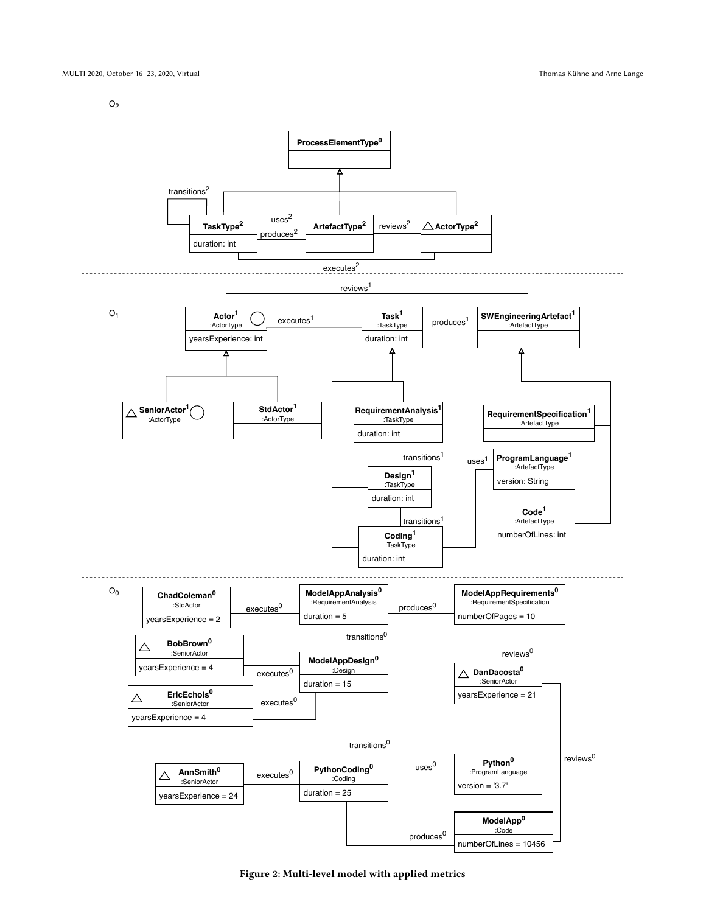**Figure 2: Multi-level model with applied metrics**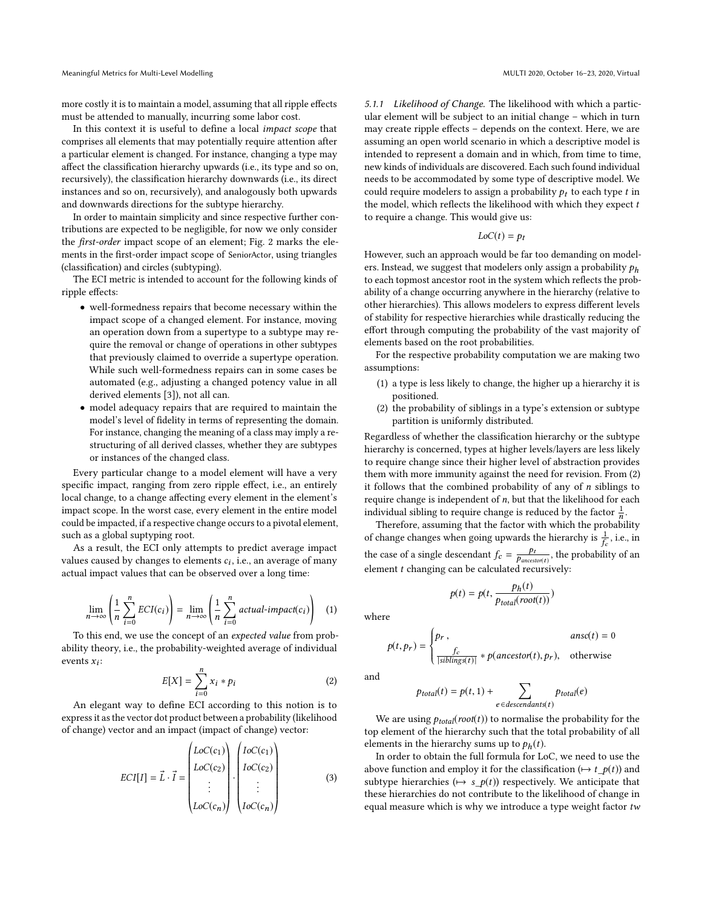more costly it is to maintain a model, assuming that all ripple effects must be attended to manually, incurring some labor cost.

In this context it is useful to define a local *impact scope* that comprises all elements that may potentially require attention after a particular element is changed. For instance, changing a type may affect the classification hierarchy upwards (i.e., its type and so on, recursively), the classification hierarchy downwards (i.e., its direct instances and so on, recursively), and analogously both upwards and downwards directions for the subtype hierarchy.

In order to maintain simplicity and since respective further contributions are expected to be negligible, for now we only consider the *first-order* impact scope of an element; Fig. 2 marks the elements in the first-order impact scope of SeniorActor, using triangles (classification) and circles (subtyping).

The ECI metric is intended to account for the following kinds of ripple effects:

- well-formedness repairs that become necessary within the impact scope of a changed element. For instance, moving an operation down from a supertype to a subtype may require the removal or change of operations in other subtypes that previously claimed to override a supertype operation. While such well-formedness repairs can in some cases be automated (e.g., adjusting a changed potency value in all derived elements [3]), not all can.
- model adequacy repairs that are required to maintain the model's level of fidelity in terms of representing the domain. For instance, changing the meaning of a class may imply a restructuring of all derived classes, whether they are subtypes or instances of the changed class.

Every particular change to a model element will have a very specific impact, ranging from zero ripple effect, i.e., an entirely local change, to a change affecting every element in the element's impact scope. In the worst case, every element in the entire model could be impacted, if a respective change occurs to a pivotal element, such as a global suptyping root.

As a result, the ECI only attempts to predict average impact values caused by changes to elements $c_i$, i.e., an average of many actual impact values that can be observed over a long time:

$$\lim_{n\to\infty}\left(\frac{1}{n}\sum_{i=0}^{n} ECI(c_i)\right) = \lim_{n\to\infty}\left(\frac{1}{n}\sum_{i=0}^{n} \textit{actual-impact}(c_i)\right) \quad (1)$$

To this end, we use the concept of an *expected value* from probability theory, i.e., the probability-weighted average of individual events $x_i$:

$$E[X] = \sum_{i=0}^{n} x_i * p_i \quad (2)$$

An elegant way to define ECI according to this notion is to express it as the vector dot product between a probability (likelihood of change) vector and an impact (impact of change) vector:

$$ECI[I] = \vec{L}\cdot\vec{I} = \begin{pmatrix} LoC(c_1)\\ LoC(c_2)\\ \vdots \\ LoC(c_n)\end{pmatrix} \cdot \begin{pmatrix} IoC(c_1)\\ IoC(c_2)\\ \vdots \\ IoC(c_n)\end{pmatrix} \quad (3)$$

#### 5.1.1 Likelihood of Change.

The likelihood with which a particular element will be subject to an initial change – which in turn may create ripple effects – depends on the context. Here, we are assuming an open world scenario in which a descriptive model is intended to represent a domain and in which, from time to time, new kinds of individuals are discovered. Each such found individual needs to be accommodated by some type of descriptive model. We could require modelers to assign a probability $p_t$ to each type $t$ in the model, which reflects the likelihood with which they expect $t$ to require a change. This would give us:

$$LoC(t) = p_t$$

However, such an approach would be far too demanding on modelers. Instead, we suggest that modelers only assign a probability $p_h$ to each topmost ancestor root in the system which reflects the probability of a change occurring anywhere in the hierarchy (relative to other hierarchies). This allows modelers to express different levels of stability for respective hierarchies while drastically reducing the effort through computing the probability of the vast majority of elements based on the root probabilities.

For the respective probability computation we are making two assumptions:

1. a type is less likely to change, the higher up a hierarchy it is positioned.
2. the probability of siblings in a type's extension or subtype partition is uniformly distributed.

Regardless of whether the classification hierarchy or the subtype hierarchy is concerned, types at higher levels/layers are less likely to require change since their higher level of abstraction provides them with more immunity against the need for revision. From (2) it follows that the combined probability of any of $n$ siblings to require change is independent of $n$, but that the likelihood for each individual sibling to require change is reduced by the factor $\frac{1}{n}$.

Therefore, assuming that the factor with which the probability of change changes when going upwards the hierarchy is $\frac{1}{f_c}$, i.e., in the case of a single descendant $f_c = \frac{p_t}{p_{ancestor(t)}}$, the probability of an element $t$ changing can be calculated recursively:

$$p(t) = p(t, \frac{p_h(t)}{p_{total}(root(t))})$$

where

$$p(t, p_r) = \begin{cases} p_r\,, & ansc(t) = 0 \\ \frac{f_c}{|siblings(t)|} * p(ancestor(t), p_r), & \text{otherwise} \end{cases}$$

and

$$p_{total}(t) = p(t, 1) + \sum_{e \in descendants(t)} p_{total}(e)$$

We are using $p_{total}(root(t))$ to normalise the probability for the top element of the hierarchy such that the total probability of all elements in the hierarchy sums up to $p_h(t)$.

In order to obtain the full formula for LoC, we need to use the above function and employ it for the classification ($\mapsto t\_p(t)$) and subtype hierarchies ($\mapsto s\_p(t)$) respectively. We anticipate that these hierarchies do not contribute to the likelihood of change in equal measure which is why we introduce a type weight factor $tw$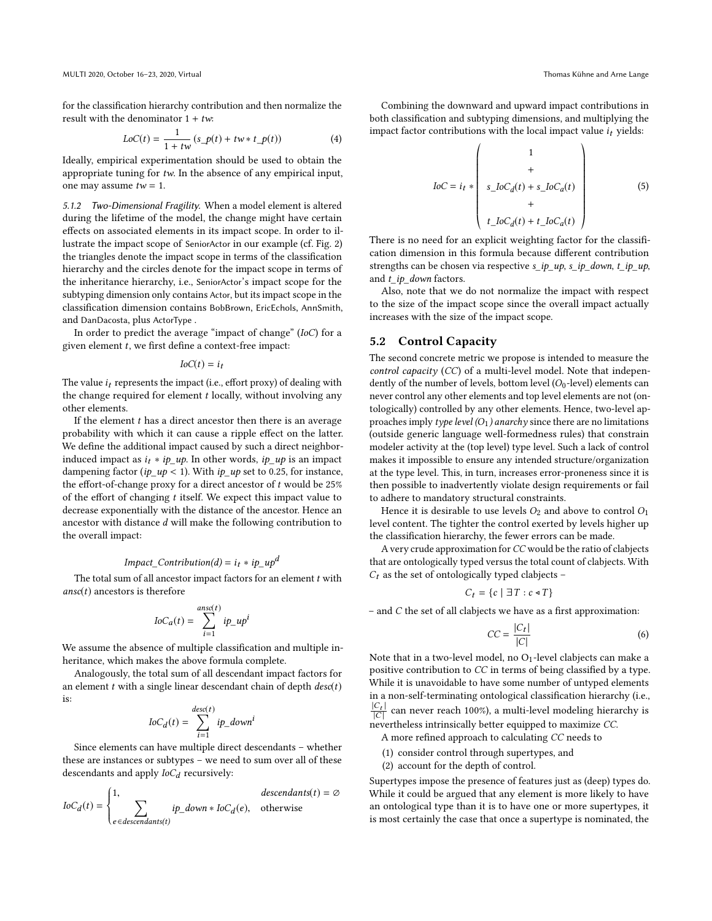for the classification hierarchy contribution and then normalize the result with the denominator $1 + tw$:

$$LoC(t) = \frac{1}{1 + tw} \left( s\_p(t) + tw * t\_p(t) \right) \tag{4}$$

Ideally, empirical experimentation should be used to obtain the appropriate tuning for $tw$. In the absence of any empirical input, one may assume $tw = 1$.

#### 5.1.2 Two-Dimensional Fragility.

When a model element is altered during the lifetime of the model, the change might have certain effects on associated elements in its impact scope. In order to illustrate the impact scope of SeniorActor in our example (cf. Fig. 2) the triangles denote the impact scope in terms of the classification hierarchy and the circles denote for the impact scope in terms of the inheritance hierarchy, i.e., SeniorActor's impact scope for the subtyping dimension only contains Actor, but its impact scope in the classification dimension contains BobBrown, EricEchols, AnnSmith, and DanDacosta, plus ActorType .

In order to predict the average "impact of change" (*IoC*) for a given element $t$, we first define a context-free impact:

$$IoC(t) = i_t$$

The value $i_t$ represents the impact (i.e., effort proxy) of dealing with the change required for element $t$ locally, without involving any other elements.

If the element $t$ has a direct ancestor then there is an average probability with which it can cause a ripple effect on the latter. We define the additional impact caused by such a direct neighbor-induced impact as $i_t * ip\_up$. In other words, $ip\_up$ is an impact dampening factor ($ip\_up < 1$). With $ip\_up$ set to 0.25, for instance, the effort-of-change proxy for a direct ancestor of $t$ would be 25% of the effort of changing $t$ itself. We expect this impact value to decrease exponentially with the distance of the ancestor. Hence an ancestor with distance $d$ will make the following contribution to the overall impact:

$$Impact\_Contribution(d) = i_t * ip\_up^d$$

The total sum of all ancestor impact factors for an element $t$ with $ansc(t)$ ancestors is therefore

$$IoC_a(t) = \sum_{i=1}^{ansc(t)} ip\_up^i$$

We assume the absence of multiple classification and multiple inheritance, which makes the above formula complete.

Analogously, the total sum of all descendant impact factors for an element $t$ with a single linear descendant chain of depth $desc(t)$ is:

$$IoC_d(t) = \sum_{i=1}^{desc(t)} ip\_down^i$$

Since elements can have multiple direct descendants – whether these are instances or subtypes – we need to sum over all of these descendants and apply $IoC_d$ recursively:

$$IoC_d(t) = \begin{cases} 1, & descendants(t) = \emptyset \\ \sum\limits_{e \in descendants(t)} ip\_down * IoC_d(e), & \text{otherwise} \end{cases}$$

Combining the downward and upward impact contributions in both classification and subtyping dimensions, and multiplying the impact factor contributions with the local impact value $i_t$ yields:

$$IoC = i_t * \left( \begin{array}{c} 1 \\ + \\ s\_IoC_d(t) + s\_IoC_a(t) \\ + \\ t\_IoC_d(t) + t\_IoC_a(t) \end{array} \right) \tag{5}$$

There is no need for an explicit weighting factor for the classification dimension in this formula because different contribution strengths can be chosen via respective *s_ip_up*, *s_ip_down*, *t_ip_up*, and *t_ip_down* factors.

Also, note that we do not normalize the impact with respect to the size of the impact scope since the overall impact actually increases with the size of the impact scope.

## 5.2 Control Capacity

The second concrete metric we propose is intended to measure the *control capacity* (*CC*) of a multi-level model. Note that independently of the number of levels, bottom level ($O_0$-level) elements can never control any other elements and top level elements are not (ontologically) controlled by any other elements. Hence, two-level approaches imply *type level ($O_1$) anarchy* since there are no limitations (outside generic language well-formedness rules) that constrain modeler activity at the (top level) type level. Such a lack of control makes it impossible to ensure any intended structure/organization at the type level. This, in turn, increases error-proneness since it is then possible to inadvertently violate design requirements or fail to adhere to mandatory structural constraints.

Hence it is desirable to use levels $O_2$ and above to control $O_1$ level content. The tighter the control exerted by levels higher up the classification hierarchy, the fewer errors can be made.

A very crude approximation for *CC* would be the ratio of clabjects that are ontologically typed versus the total count of clabjects. With $C_t$ as the set of ontologically typed clabjects –

$$C_t = \{c \mid \exists T : c \triangleleft T\}$$

– and $C$ the set of all clabjects we have as a first approximation:

$$CC = \frac{|C_t|}{|C|} \tag{6}$$

Note that in a two-level model, no $O_1$-level clabjects can make a positive contribution to *CC* in terms of being classified by a type. While it is unavoidable to have some number of untyped elements in a non-self-terminating ontological classification hierarchy (i.e., $\frac{|C_t|}{|C|}$ can never reach 100%), a multi-level modeling hierarchy is nevertheless intrinsically better equipped to maximize *CC*.

A more refined approach to calculating *CC* needs to

1. consider control through supertypes, and
2. account for the depth of control.

Supertypes impose the presence of features just as (deep) types do. While it could be argued that any element is more likely to have an ontological type than it is to have one or more supertypes, it is most certainly the case that once a supertype is nominated, the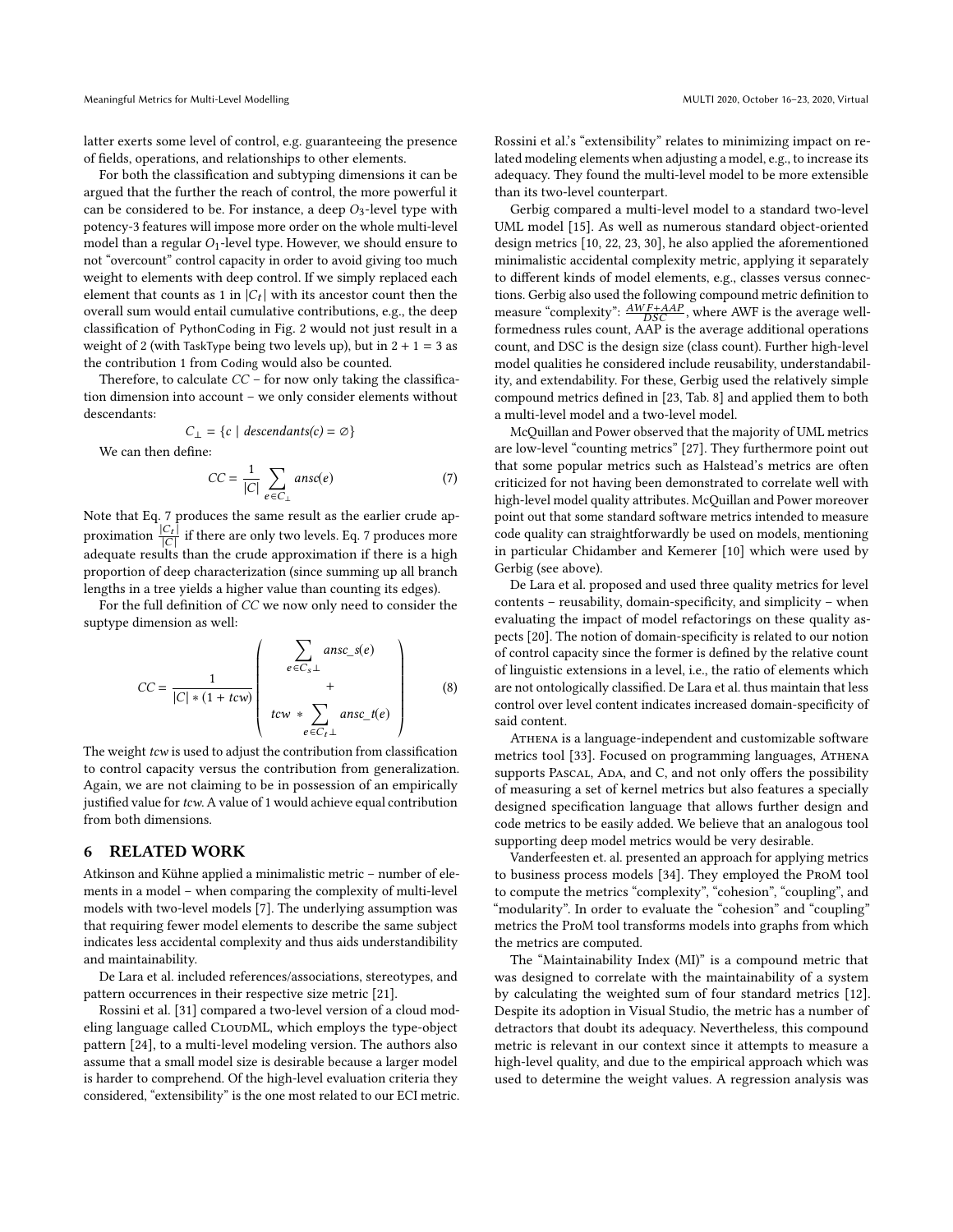latter exerts some level of control, e.g. guaranteeing the presence of fields, operations, and relationships to other elements.

For both the classification and subtyping dimensions it can be argued that the further the reach of control, the more powerful it can be considered to be. For instance, a deep $O_3$-level type with potency-3 features will impose more order on the whole multi-level model than a regular $O_1$-level type. However, we should ensure to not "overcount" control capacity in order to avoid giving too much weight to elements with deep control. If we simply replaced each element that counts as 1 in $|C_t|$ with its ancestor count then the overall sum would entail cumulative contributions, e.g., the deep classification of PythonCoding in Fig. 2 would not just result in a weight of 2 (with TaskType being two levels up), but in $2 + 1 = 3$ as the contribution 1 from Coding would also be counted.

Therefore, to calculate $CC$ – for now only taking the classification dimension into account – we only consider elements without descendants:

$$C_{\perp} = \{c \mid descendants(c) = \emptyset\}$$

We can then define:

$$CC = \frac{1}{|C|} \sum_{e \in C_{\perp}} ansc(e) \tag{7}$$

Note that Eq. 7 produces the same result as the earlier crude approximation $\frac{|C_t|}{|C|}$ if there are only two levels. Eq. 7 produces more adequate results than the crude approximation if there is a high proportion of deep characterization (since summing up all branch lengths in a tree yields a higher value than counting its edges).

For the full definition of $CC$ we now only need to consider the suptype dimension as well:

$$CC = \frac{1}{|C| * (1 + tcw)} \left( \begin{array}{c} \displaystyle\sum_{e \in C_{s\perp}} ansc\_s(e) \\ + \\ tcw \ * \displaystyle\sum_{e \in C_{t\perp}} ansc\_t(e) \end{array} \right) \tag{8}$$

The weight $tcw$ is used to adjust the contribution from classification to control capacity versus the contribution from generalization. Again, we are not claiming to be in possession of an empirically justified value for $tcw$. A value of 1 would achieve equal contribution from both dimensions.

## 6 RELATED WORK

Atkinson and Kühne applied a minimalistic metric – number of elements in a model – when comparing the complexity of multi-level models with two-level models [7]. The underlying assumption was that requiring fewer model elements to describe the same subject indicates less accidental complexity and thus aids understandibility and maintainability.

De Lara et al. included references/associations, stereotypes, and pattern occurrences in their respective size metric [21].

Rossini et al. [31] compared a two-level version of a cloud modeling language called CloudML, which employs the type-object pattern [24], to a multi-level modeling version. The authors also assume that a small model size is desirable because a larger model is harder to comprehend. Of the high-level evaluation criteria they considered, "extensibility" is the one most related to our ECI metric. Rossini et al.'s "extensibility" relates to minimizing impact on related modeling elements when adjusting a model, e.g., to increase its adequacy. They found the multi-level model to be more extensible than its two-level counterpart.

Gerbig compared a multi-level model to a standard two-level UML model [15]. As well as numerous standard object-oriented design metrics [10, 22, 23, 30], he also applied the aforementioned minimalistic accidental complexity metric, applying it separately to different kinds of model elements, e.g., classes versus connections. Gerbig also used the following compound metric definition to measure "complexity": $\frac{AWF + AAP}{DSC}$, where AWF is the average well-formedness rules count, AAP is the average additional operations count, and DSC is the design size (class count). Further high-level model qualities he considered include reusability, understandability, and extendability. For these, Gerbig used the relatively simple compound metrics defined in [23, Tab. 8] and applied them to both a multi-level model and a two-level model.

McQuillan and Power observed that the majority of UML metrics are low-level "counting metrics" [27]. They furthermore point out that some popular metrics such as Halstead's metrics are often criticized for not having been demonstrated to correlate well with high-level model quality attributes. McQuillan and Power moreover point out that some standard software metrics intended to measure code quality can straightforwardly be used on models, mentioning in particular Chidamber and Kemerer [10] which were used by Gerbig (see above).

De Lara et al. proposed and used three quality metrics for level contents – reusability, domain-specificity, and simplicity – when evaluating the impact of model refactorings on these quality aspects [20]. The notion of domain-specificity is related to our notion of control capacity since the former is defined by the relative count of linguistic extensions in a level, i.e., the ratio of elements which are not ontologically classified. De Lara et al. thus maintain that less control over level content indicates increased domain-specificity of said content.

Athena is a language-independent and customizable software metrics tool [33]. Focused on programming languages, Athena supports Pascal, Ada, and C, and not only offers the possibility of measuring a set of kernel metrics but also features a specially designed specification language that allows further design and code metrics to be easily added. We believe that an analogous tool supporting deep model metrics would be very desirable.

Vanderfeesten et. al. presented an approach for applying metrics to business process models [34]. They employed the ProM tool to compute the metrics "complexity", "cohesion", "coupling", and "modularity". In order to evaluate the "cohesion" and "coupling" metrics the ProM tool transforms models into graphs from which the metrics are computed.

The "Maintainability Index (MI)" is a compound metric that was designed to correlate with the maintainability of a system by calculating the weighted sum of four standard metrics [12]. Despite its adoption in Visual Studio, the metric has a number of detractors that doubt its adequacy. Nevertheless, this compound metric is relevant in our context since it attempts to measure a high-level quality, and due to the empirical approach which was used to determine the weight values. A regression analysis was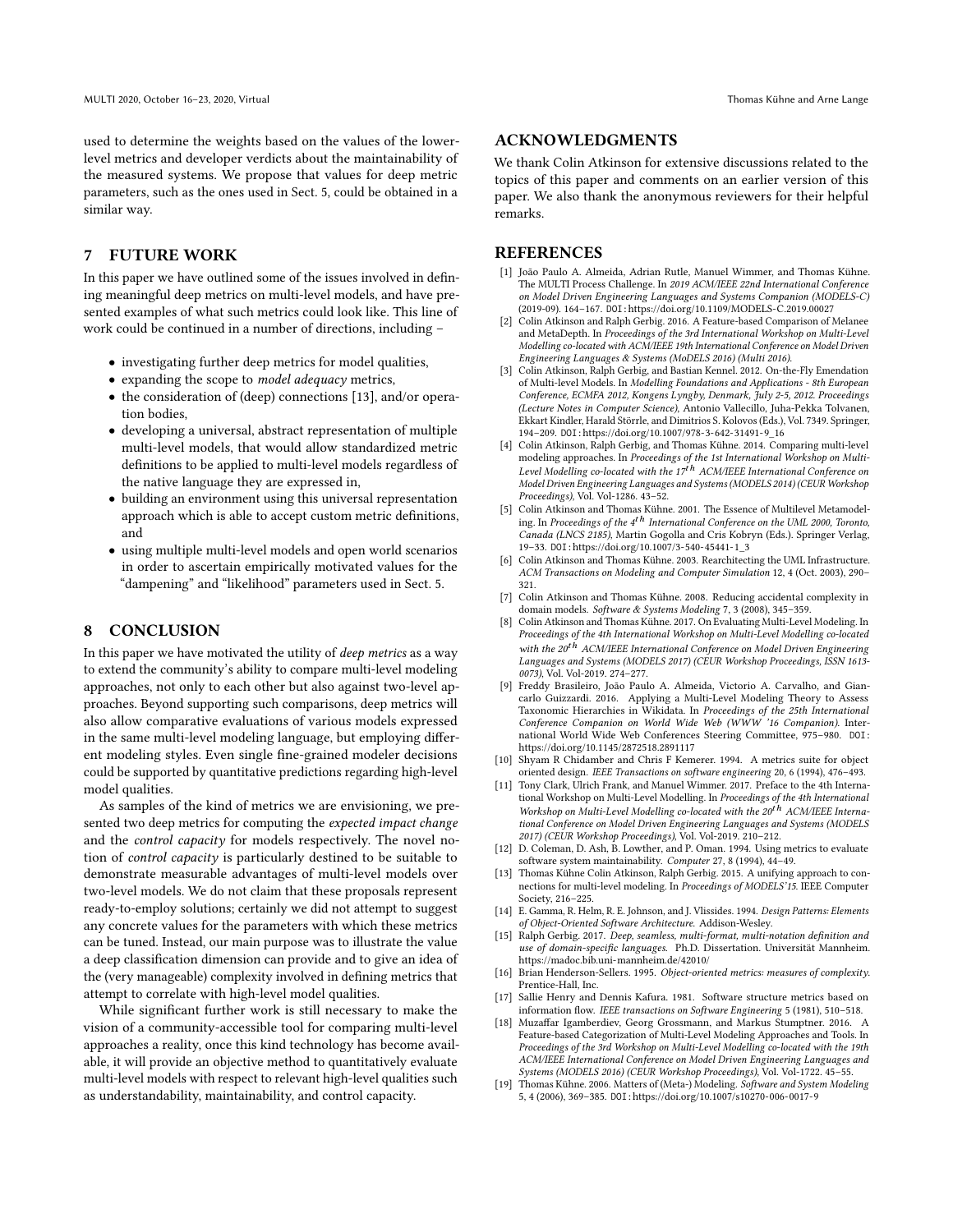used to determine the weights based on the values of the lower-level metrics and developer verdicts about the maintainability of the measured systems. We propose that values for deep metric parameters, such as the ones used in Sect. 5, could be obtained in a similar way.

## 7 FUTURE WORK

In this paper we have outlined some of the issues involved in defining meaningful deep metrics on multi-level models, and have presented examples of what such metrics could look like. This line of work could be continued in a number of directions, including –

- investigating further deep metrics for model qualities,
- expanding the scope to *model adequacy* metrics,
- the consideration of (deep) connections [13], and/or operation bodies,
- developing a universal, abstract representation of multiple multi-level models, that would allow standardized metric definitions to be applied to multi-level models regardless of the native language they are expressed in,
- building an environment using this universal representation approach which is able to accept custom metric definitions, and
- using multiple multi-level models and open world scenarios in order to ascertain empirically motivated values for the "dampening" and "likelihood" parameters used in Sect. 5.

## 8 CONCLUSION

In this paper we have motivated the utility of *deep metrics* as a way to extend the community's ability to compare multi-level modeling approaches, not only to each other but also against two-level approaches. Beyond supporting such comparisons, deep metrics will also allow comparative evaluations of various models expressed in the same multi-level modeling language, but employing different modeling styles. Even single fine-grained modeler decisions could be supported by quantitative predictions regarding high-level model qualities.

As samples of the kind of metrics we are envisioning, we presented two deep metrics for computing the *expected impact change* and the *control capacity* for models respectively. The novel notion of *control capacity* is particularly destined to be suitable to demonstrate measurable advantages of multi-level models over two-level models. We do not claim that these proposals represent ready-to-employ solutions; certainly we did not attempt to suggest any concrete values for the parameters with which these metrics can be tuned. Instead, our main purpose was to illustrate the value a deep classification dimension can provide and to give an idea of the (very manageable) complexity involved in defining metrics that attempt to correlate with high-level model qualities.

While significant further work is still necessary to make the vision of a community-accessible tool for comparing multi-level approaches a reality, once this kind technology has become available, it will provide an objective method to quantitatively evaluate multi-level models with respect to relevant high-level qualities such as understandability, maintainability, and control capacity.

## ACKNOWLEDGMENTS

We thank Colin Atkinson for extensive discussions related to the topics of this paper and comments on an earlier version of this paper. We also thank the anonymous reviewers for their helpful remarks.

## REFERENCES

[1] João Paulo A. Almeida, Adrian Rutle, Manuel Wimmer, and Thomas Kühne. The MULTI Process Challenge. In *2019 ACM/IEEE 22nd International Conference on Model Driven Engineering Languages and Systems Companion (MODELS-C)* (2019-09). 164–167. DOI: https://doi.org/10.1109/MODELS-C.2019.00027

[2] Colin Atkinson and Ralph Gerbig. 2016. A Feature-based Comparison of Melanee and MetaDepth. In *Proceedings of the 3rd International Workshop on Multi-Level Modelling co-located with ACM/IEEE 19th International Conference on Model Driven Engineering Languages & Systems (MoDELS 2016) (Multi 2016).*

[3] Colin Atkinson, Ralph Gerbig, and Bastian Kennel. 2012. On-the-Fly Emendation of Multi-level Models. In *Modelling Foundations and Applications - 8th European Conference, ECMFA 2012, Kongens Lyngby, Denmark, July 2-5, 2012. Proceedings (Lecture Notes in Computer Science)*, Antonio Vallecillo, Juha-Pekka Tolvanen, Ekkart Kindler, Harald Störrle, and Dimitrios S. Kolovos (Eds.), Vol. 7349. Springer, 194–209. DOI: https://doi.org/10.1007/978-3-642-31491-9_16

[4] Colin Atkinson, Ralph Gerbig, and Thomas Kühne. 2014. Comparing multi-level modeling approaches. In *Proceedings of the 1st International Workshop on Multi-Level Modelling co-located with the 17th ACM/IEEE International Conference on Model Driven Engineering Languages and Systems (MODELS 2014) (CEUR Workshop Proceedings)*, Vol. Vol-1286. 43–52.

[5] Colin Atkinson and Thomas Kühne. 2001. The Essence of Multilevel Metamodeling. In *Proceedings of the 4th International Conference on the UML 2000, Toronto, Canada (LNCS 2185)*, Martin Gogolla and Cris Kobryn (Eds.). Springer Verlag, 19–33. DOI: https://doi.org/10.1007/3-540-45441-1_3

[6] Colin Atkinson and Thomas Kühne. 2003. Rearchitecting the UML Infrastructure. *ACM Transactions on Modeling and Computer Simulation* 12, 4 (Oct. 2003), 290–321.

[7] Colin Atkinson and Thomas Kühne. 2008. Reducing accidental complexity in domain models. *Software & Systems Modeling* 7, 3 (2008), 345–359.

[8] Colin Atkinson and Thomas Kühne. 2017. On Evaluating Multi-Level Modeling. In *Proceedings of the 4th International Workshop on Multi-Level Modelling co-located with the 20th ACM/IEEE International Conference on Model Driven Engineering Languages and Systems (MODELS 2017) (CEUR Workshop Proceedings, ISSN 1613-0073)*, Vol. Vol-2019. 274–277.

[9] Freddy Brasileiro, João Paulo A. Almeida, Victorio A. Carvalho, and Giancarlo Guizzardi. 2016. Applying a Multi-Level Modeling Theory to Assess Taxonomic Hierarchies in Wikidata. In *Proceedings of the 25th International Conference Companion on World Wide Web (WWW '16 Companion)*. International World Wide Web Conferences Steering Committee, 975–980. DOI: https://doi.org/10.1145/2872518.2891117

[10] Shyam R Chidamber and Chris F Kemerer. 1994. A metrics suite for object oriented design. *IEEE Transactions on software engineering* 20, 6 (1994), 476–493.

[11] Tony Clark, Ulrich Frank, and Manuel Wimmer. 2017. Preface to the 4th International Workshop on Multi-Level Modelling. In *Proceedings of the 4th International Workshop on Multi-Level Modelling co-located with the 20th ACM/IEEE International Conference on Model Driven Engineering Languages and Systems (MODELS 2017) (CEUR Workshop Proceedings)*, Vol. Vol-2019. 210–212.

[12] D. Coleman, D. Ash, B. Lowther, and P. Oman. 1994. Using metrics to evaluate software system maintainability. *Computer* 27, 8 (1994), 44–49.

[13] Thomas Kühne Colin Atkinson, Ralph Gerbig. 2015. A unifying approach to connections for multi-level modeling. In *Proceedings of MODELS'15*. IEEE Computer Society, 216–225.

[14] E. Gamma, R. Helm, R. E. Johnson, and J. Vlissides. 1994. *Design Patterns: Elements of Object-Oriented Software Architecture.* Addison-Wesley.

[15] Ralph Gerbig. 2017. *Deep, seamless, multi-format, multi-notation definition and use of domain-specific languages.* Ph.D. Dissertation. Universität Mannheim. https://madoc.bib.uni-mannheim.de/42010/

[16] Brian Henderson-Sellers. 1995. *Object-oriented metrics: measures of complexity.* Prentice-Hall, Inc.

[17] Sallie Henry and Dennis Kafura. 1981. Software structure metrics based on information flow. *IEEE transactions on Software Engineering* 5 (1981), 510–518.

[18] Muzaffar Igamberdiev, Georg Grossmann, and Markus Stumptner. 2016. A Feature-based Categorization of Multi-Level Modeling Approaches and Tools. In *Proceedings of the 3rd Workshop on Multi-Level Modelling co-located with the 19th ACM/IEEE International Conference on Model Driven Engineering Languages and Systems (MODELS 2016) (CEUR Workshop Proceedings)*, Vol. Vol-1722. 45–55.

[19] Thomas Kühne. 2006. Matters of (Meta-) Modeling. *Software and System Modeling* 5, 4 (2006), 369–385. DOI: https://doi.org/10.1007/s10270-006-0017-9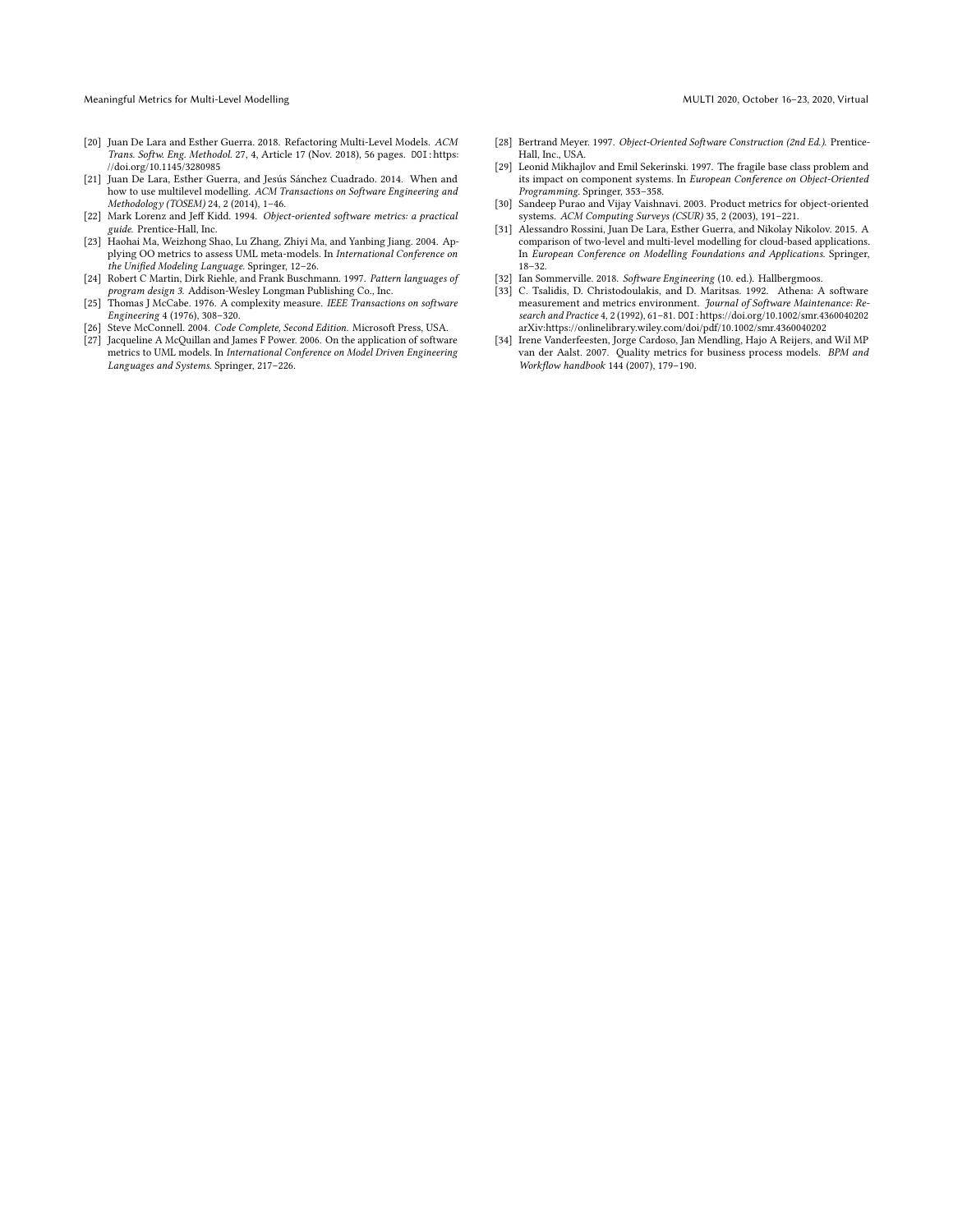[20] Juan De Lara and Esther Guerra. 2018. Refactoring Multi-Level Models. *ACM Trans. Softw. Eng. Methodol.* 27, 4, Article 17 (Nov. 2018), 56 pages. DOI: https://doi.org/10.1145/3280985

[21] Juan De Lara, Esther Guerra, and Jesús Sánchez Cuadrado. 2014. When and how to use multilevel modelling. *ACM Transactions on Software Engineering and Methodology (TOSEM)* 24, 2 (2014), 1–46.

[22] Mark Lorenz and Jeff Kidd. 1994. *Object-oriented software metrics: a practical guide*. Prentice-Hall, Inc.

[23] Haohai Ma, Weizhong Shao, Lu Zhang, Zhiyi Ma, and Yanbing Jiang. 2004. Applying OO metrics to assess UML meta-models. In *International Conference on the Unified Modeling Language*. Springer, 12–26.

[24] Robert C Martin, Dirk Riehle, and Frank Buschmann. 1997. *Pattern languages of program design 3*. Addison-Wesley Longman Publishing Co., Inc.

[25] Thomas J McCabe. 1976. A complexity measure. *IEEE Transactions on software Engineering* 4 (1976), 308–320.

[26] Steve McConnell. 2004. *Code Complete, Second Edition*. Microsoft Press, USA.

[27] Jacqueline A McQuillan and James F Power. 2006. On the application of software metrics to UML models. In *International Conference on Model Driven Engineering Languages and Systems*. Springer, 217–226.

[28] Bertrand Meyer. 1997. *Object-Oriented Software Construction (2nd Ed.)*. Prentice-Hall, Inc., USA.

[29] Leonid Mikhajlov and Emil Sekerinski. 1997. The fragile base class problem and its impact on component systems. In *European Conference on Object-Oriented Programming*. Springer, 353–358.

[30] Sandeep Purao and Vijay Vaishnavi. 2003. Product metrics for object-oriented systems. *ACM Computing Surveys (CSUR)* 35, 2 (2003), 191–221.

[31] Alessandro Rossini, Juan De Lara, Esther Guerra, and Nikolay Nikolov. 2015. A comparison of two-level and multi-level modelling for cloud-based applications. In *European Conference on Modelling Foundations and Applications*. Springer, 18–32.

[32] Ian Sommerville. 2018. *Software Engineering* (10. ed.). Hallbergmoos.

[33] C. Tsalidis, D. Christodoulakis, and D. Maritsas. 1992. Athena: A software measurement and metrics environment. *Journal of Software Maintenance: Research and Practice* 4, 2 (1992), 61–81. DOI: https://doi.org/10.1002/smr.4360040202 arXiv:https://onlinelibrary.wiley.com/doi/pdf/10.1002/smr.4360040202

[34] Irene Vanderfeesten, Jorge Cardoso, Jan Mendling, Hajo A Reijers, and Wil MP van der Aalst. 2007. Quality metrics for business process models. *BPM and Workflow handbook* 144 (2007), 179–190.